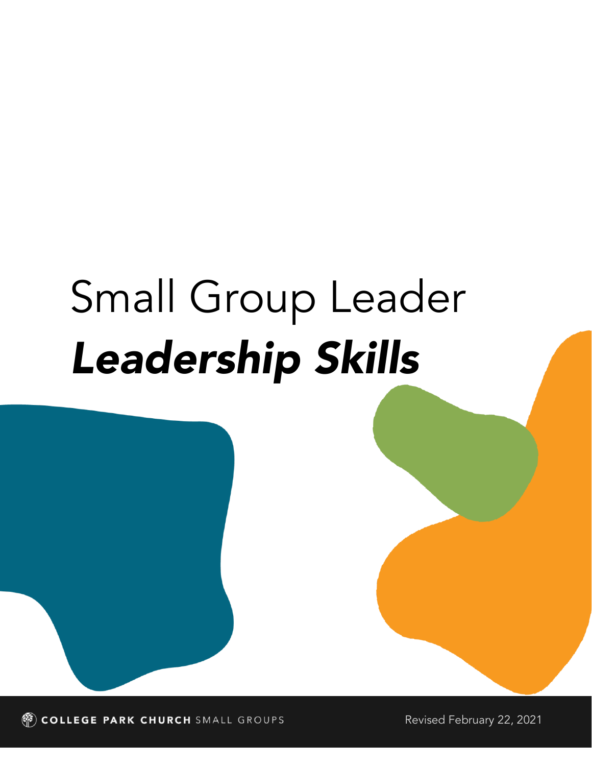# Small Group Leader
# ***Leadership Skills***

COLLEGE PARK CHURCH SMALL GROUPS

Revised February 22, 2021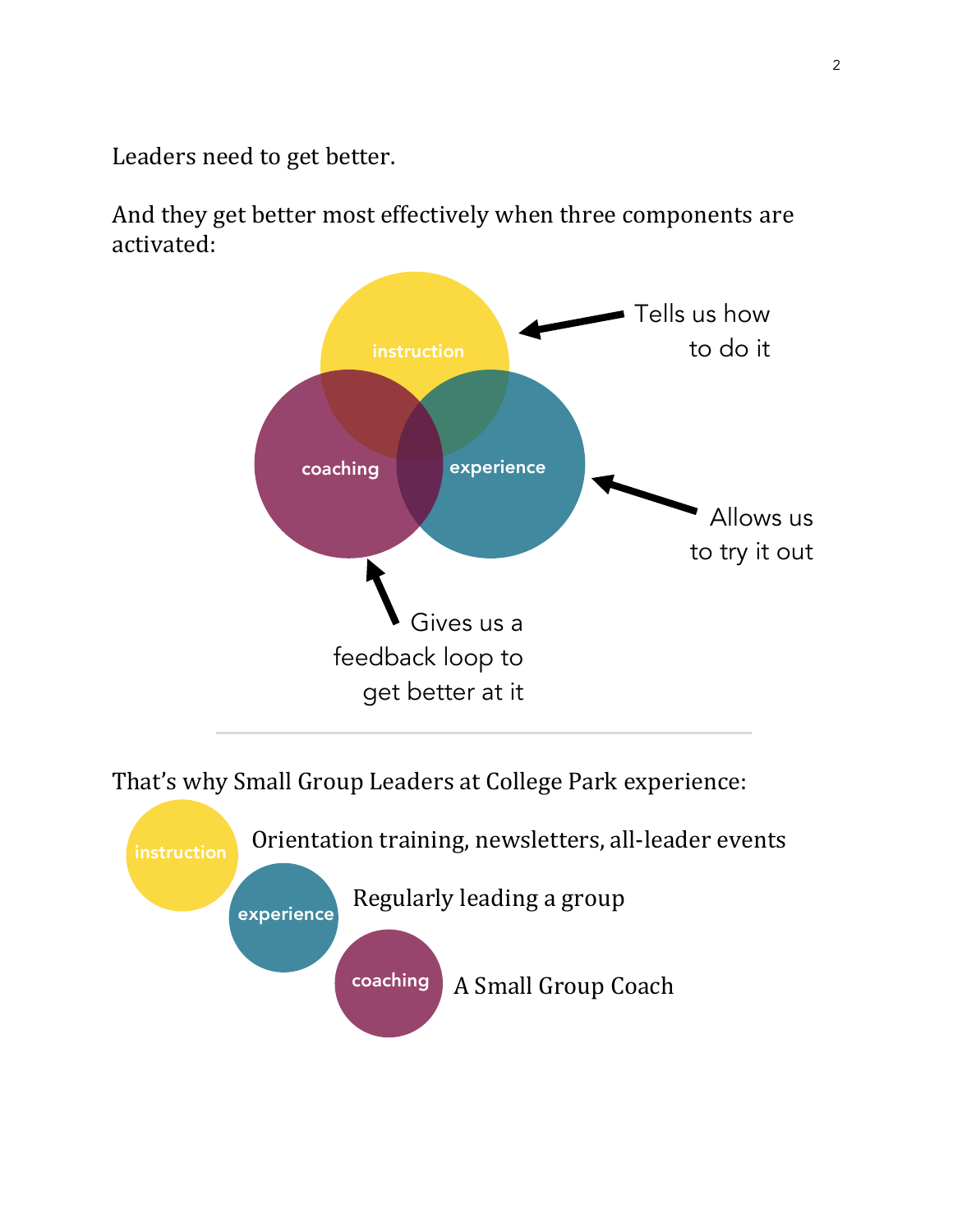Leaders need to get better.

And they get better most effectively when three components are activated:

instruction — Tells us how to do it

experience — Allows us to try it out

coaching — Gives us a feedback loop to get better at it

---

That's why Small Group Leaders at College Park experience:

- **instruction** — Orientation training, newsletters, all-leader events
- **experience** — Regularly leading a group
- **coaching** — A Small Group Coach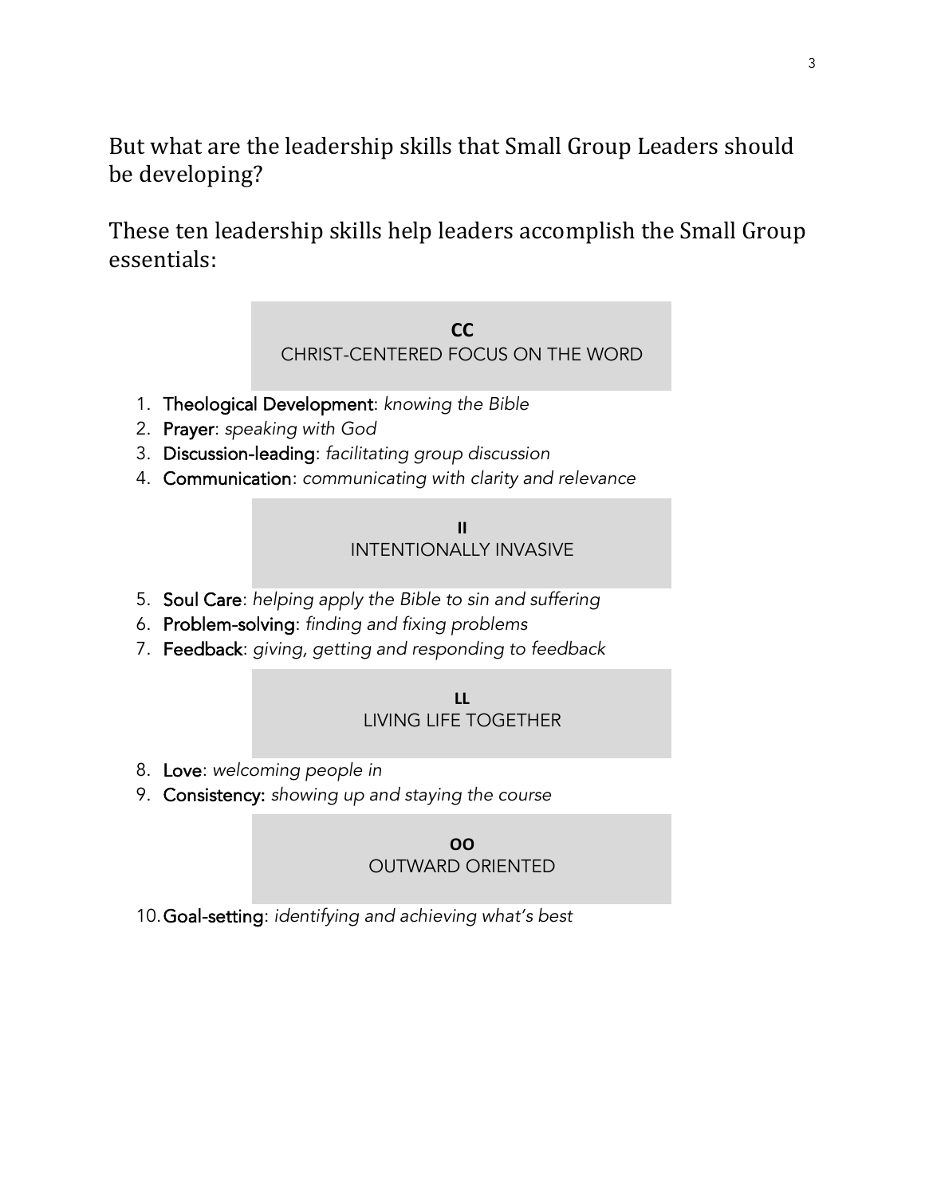But what are the leadership skills that Small Group Leaders should be developing?

These ten leadership skills help leaders accomplish the Small Group essentials:

**CC**
CHRIST-CENTERED FOCUS ON THE WORD

1. **Theological Development**: *knowing the Bible*
2. **Prayer**: *speaking with God*
3. **Discussion-leading**: *facilitating group discussion*
4. **Communication**: *communicating with clarity and relevance*

**II**
INTENTIONALLY INVASIVE

5. **Soul Care**: *helping apply the Bible to sin and suffering*
6. **Problem-solving**: *finding and fixing problems*
7. **Feedback**: *giving, getting and responding to feedback*

**LL**
LIVING LIFE TOGETHER

8. **Love**: *welcoming people in*
9. **Consistency:** *showing up and staying the course*

**OO**
OUTWARD ORIENTED

10. **Goal-setting**: *identifying and achieving what's best*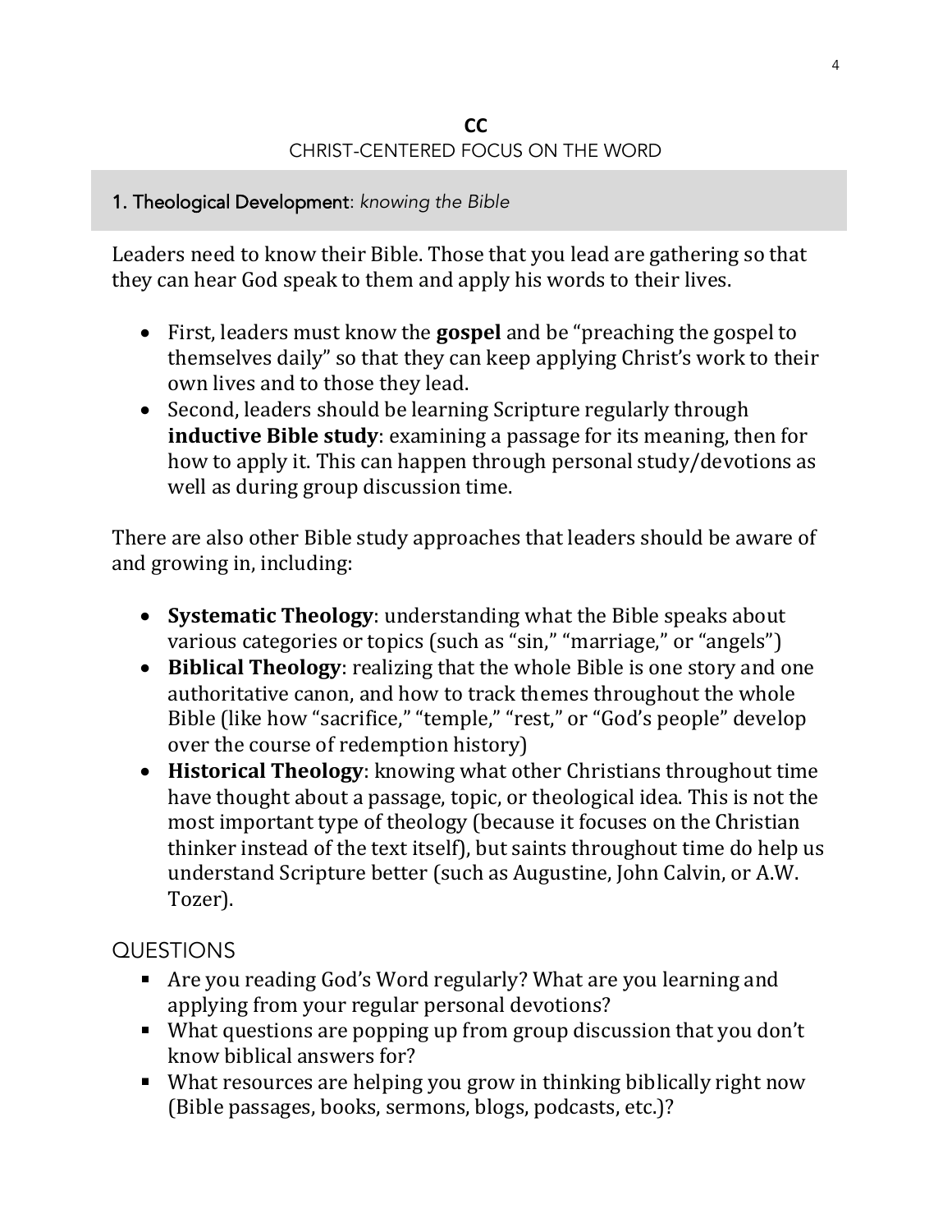## CC
### CHRIST-CENTERED FOCUS ON THE WORD

### 1. Theological Development: *knowing the Bible*

Leaders need to know their Bible. Those that you lead are gathering so that they can hear God speak to them and apply his words to their lives.

- First, leaders must know the **gospel** and be "preaching the gospel to themselves daily" so that they can keep applying Christ's work to their own lives and to those they lead.
- Second, leaders should be learning Scripture regularly through **inductive Bible study**: examining a passage for its meaning, then for how to apply it. This can happen through personal study/devotions as well as during group discussion time.

There are also other Bible study approaches that leaders should be aware of and growing in, including:

- **Systematic Theology**: understanding what the Bible speaks about various categories or topics (such as "sin," "marriage," or "angels")
- **Biblical Theology**: realizing that the whole Bible is one story and one authoritative canon, and how to track themes throughout the whole Bible (like how "sacrifice," "temple," "rest," or "God's people" develop over the course of redemption history)
- **Historical Theology**: knowing what other Christians throughout time have thought about a passage, topic, or theological idea. This is not the most important type of theology (because it focuses on the Christian thinker instead of the text itself), but saints throughout time do help us understand Scripture better (such as Augustine, John Calvin, or A.W. Tozer).

QUESTIONS

- Are you reading God's Word regularly? What are you learning and applying from your regular personal devotions?
- What questions are popping up from group discussion that you don't know biblical answers for?
- What resources are helping you grow in thinking biblically right now (Bible passages, books, sermons, blogs, podcasts, etc.)?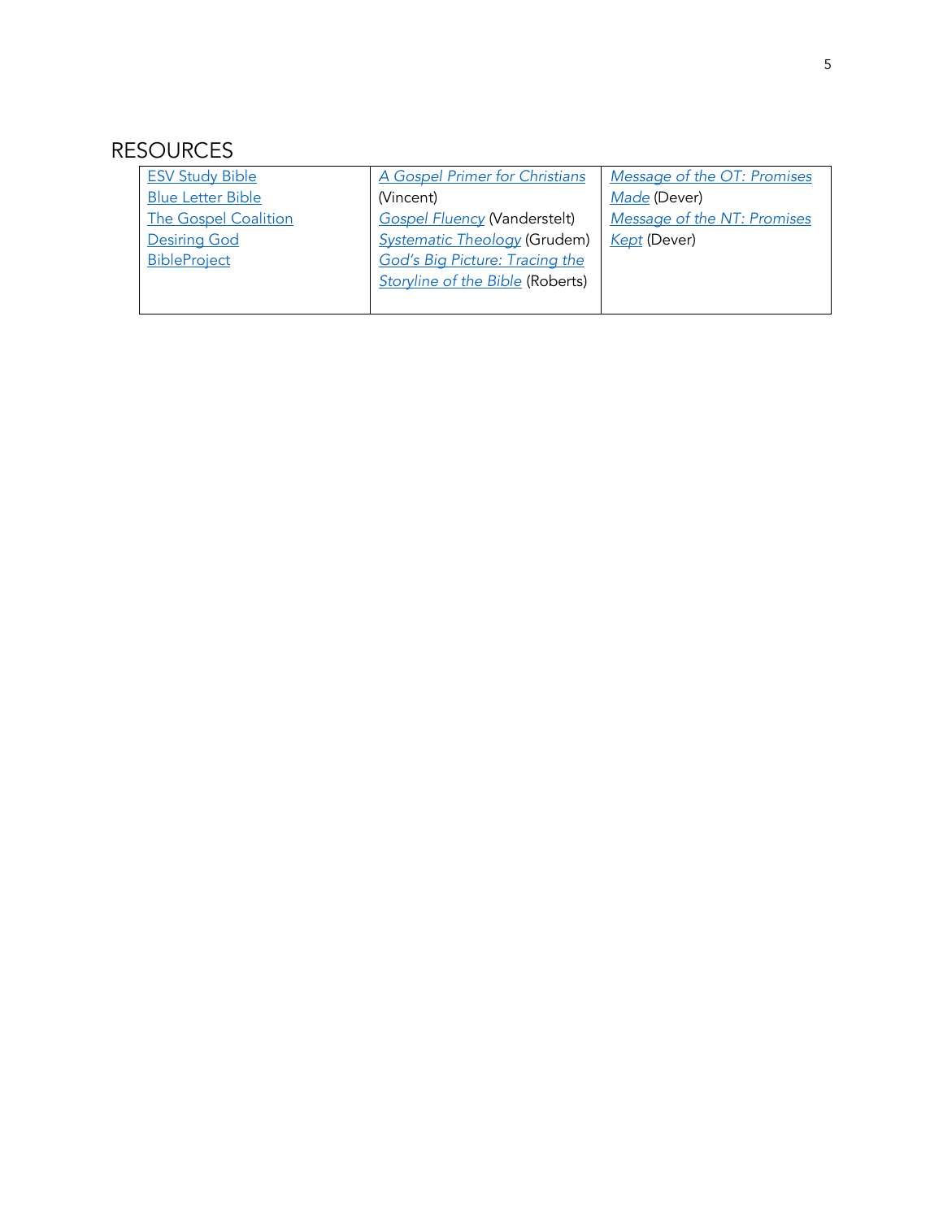# RESOURCES

| | | |
|---|---|---|
| ESV Study Bible<br>Blue Letter Bible<br>The Gospel Coalition<br>Desiring God<br>BibleProject | *A Gospel Primer for Christians* (Vincent)<br>*Gospel Fluency* (Vanderstelt)<br>*Systematic Theology* (Grudem)<br>*God's Big Picture: Tracing the Storyline of the Bible* (Roberts) | *Message of the OT: Promises Made* (Dever)<br>*Message of the NT: Promises Kept* (Dever) |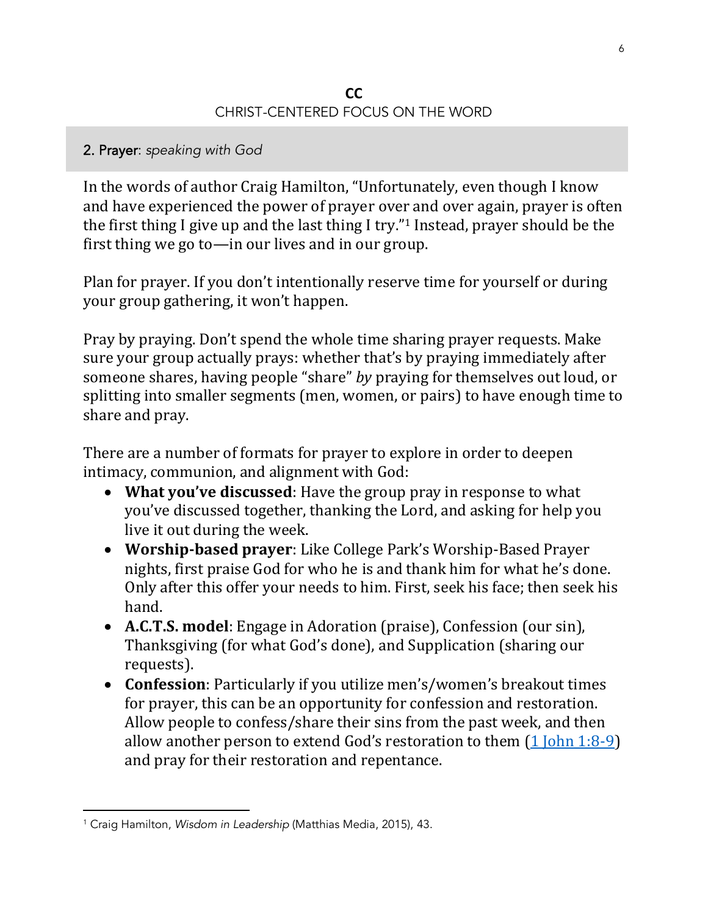**CC**

CHRIST-CENTERED FOCUS ON THE WORD

## 2. Prayer: *speaking with God*

In the words of author Craig Hamilton, "Unfortunately, even though I know and have experienced the power of prayer over and over again, prayer is often the first thing I give up and the last thing I try."[1] Instead, prayer should be the first thing we go to—in our lives and in our group.

Plan for prayer. If you don't intentionally reserve time for yourself or during your group gathering, it won't happen.

Pray by praying. Don't spend the whole time sharing prayer requests. Make sure your group actually prays: whether that's by praying immediately after someone shares, having people "share" *by* praying for themselves out loud, or splitting into smaller segments (men, women, or pairs) to have enough time to share and pray.

There are a number of formats for prayer to explore in order to deepen intimacy, communion, and alignment with God:

- **What you've discussed**: Have the group pray in response to what you've discussed together, thanking the Lord, and asking for help you live it out during the week.
- **Worship-based prayer**: Like College Park's Worship-Based Prayer nights, first praise God for who he is and thank him for what he's done. Only after this offer your needs to him. First, seek his face; then seek his hand.
- **A.C.T.S. model**: Engage in Adoration (praise), Confession (our sin), Thanksgiving (for what God's done), and Supplication (sharing our requests).
- **Confession**: Particularly if you utilize men's/women's breakout times for prayer, this can be an opportunity for confession and restoration. Allow people to confess/share their sins from the past week, and then allow another person to extend God's restoration to them (1 John 1:8-9) and pray for their restoration and repentance.

---

[1] Craig Hamilton, *Wisdom in Leadership* (Matthias Media, 2015), 43.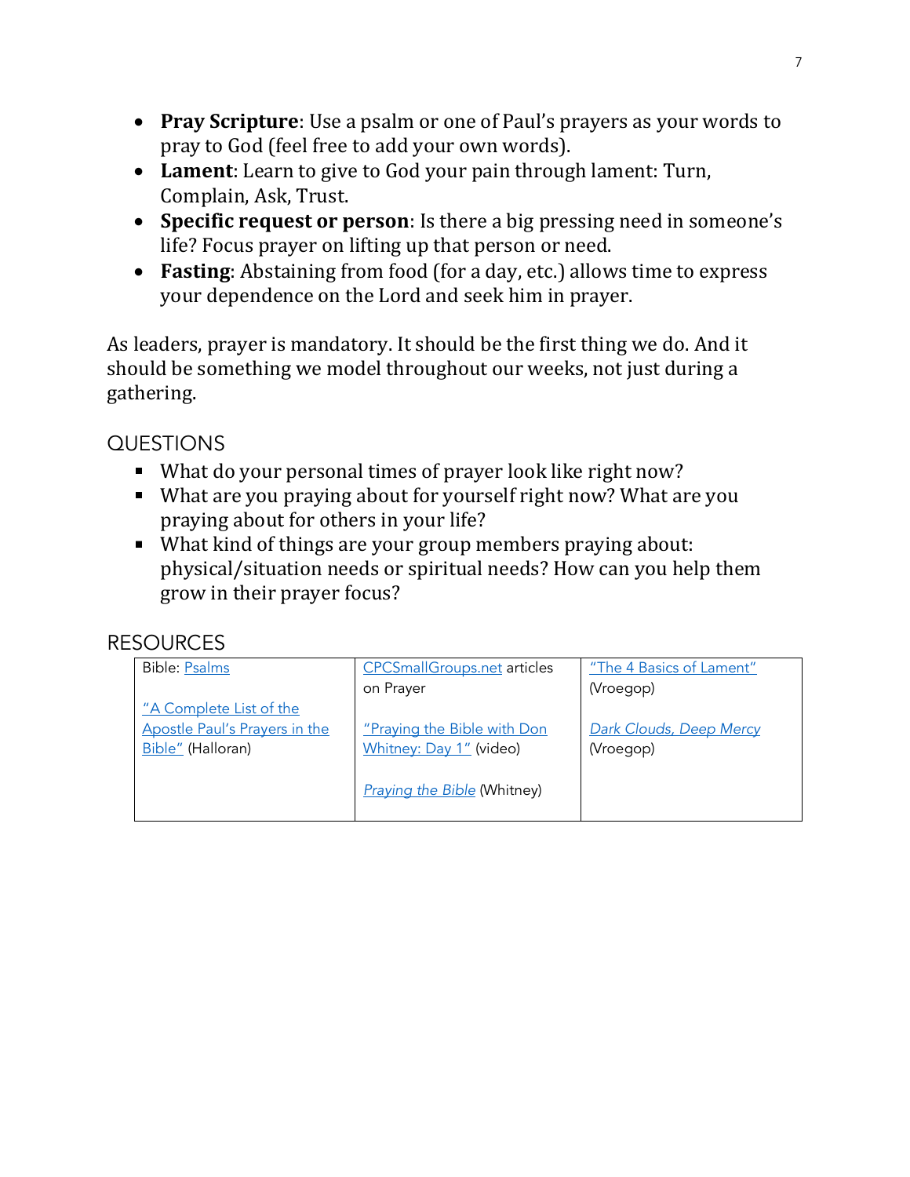- **Pray Scripture**: Use a psalm or one of Paul's prayers as your words to pray to God (feel free to add your own words).
- **Lament**: Learn to give to God your pain through lament: Turn, Complain, Ask, Trust.
- **Specific request or person**: Is there a big pressing need in someone's life? Focus prayer on lifting up that person or need.
- **Fasting**: Abstaining from food (for a day, etc.) allows time to express your dependence on the Lord and seek him in prayer.

As leaders, prayer is mandatory. It should be the first thing we do. And it should be something we model throughout our weeks, not just during a gathering.

## QUESTIONS

- What do your personal times of prayer look like right now?
- What are you praying about for yourself right now? What are you praying about for others in your life?
- What kind of things are your group members praying about: physical/situation needs or spiritual needs? How can you help them grow in their prayer focus?

## RESOURCES

| | | |
|---|---|---|
| Bible: Psalms<br><br>"A Complete List of the Apostle Paul's Prayers in the Bible" (Halloran) | CPCSmallGroups.net articles on Prayer<br><br>"Praying the Bible with Don Whitney: Day 1" (video)<br><br>*Praying the Bible* (Whitney) | "The 4 Basics of Lament" (Vroegop)<br><br>*Dark Clouds, Deep Mercy* (Vroegop) |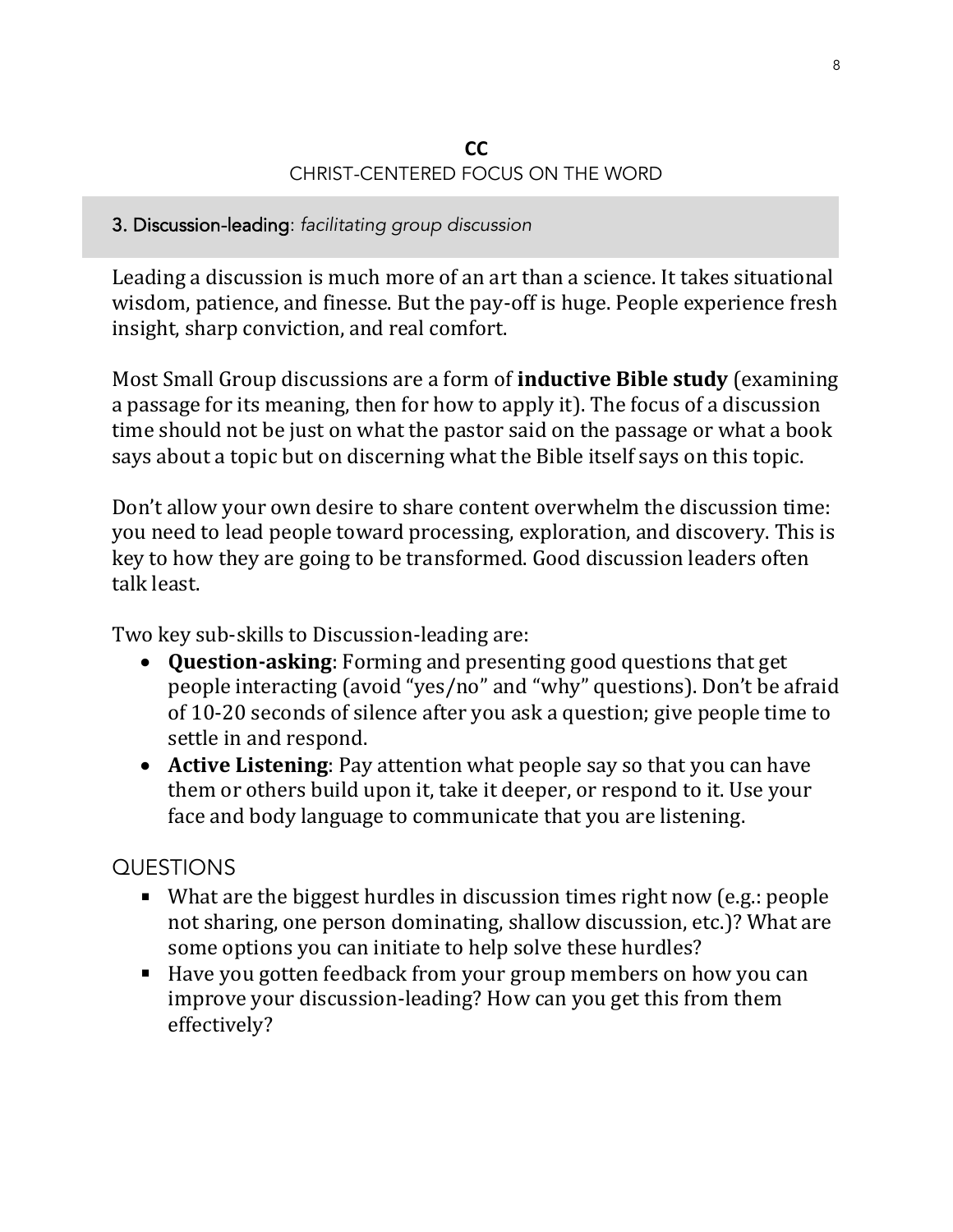**CC**

CHRIST-CENTERED FOCUS ON THE WORD

### 3. Discussion-leading: *facilitating group discussion*

Leading a discussion is much more of an art than a science. It takes situational wisdom, patience, and finesse. But the pay-off is huge. People experience fresh insight, sharp conviction, and real comfort.

Most Small Group discussions are a form of **inductive Bible study** (examining a passage for its meaning, then for how to apply it). The focus of a discussion time should not be just on what the pastor said on the passage or what a book says about a topic but on discerning what the Bible itself says on this topic.

Don't allow your own desire to share content overwhelm the discussion time: you need to lead people toward processing, exploration, and discovery. This is key to how they are going to be transformed. Good discussion leaders often talk least.

Two key sub-skills to Discussion-leading are:

- **Question-asking**: Forming and presenting good questions that get people interacting (avoid "yes/no" and "why" questions). Don't be afraid of 10-20 seconds of silence after you ask a question; give people time to settle in and respond.
- **Active Listening**: Pay attention what people say so that you can have them or others build upon it, take it deeper, or respond to it. Use your face and body language to communicate that you are listening.

QUESTIONS

- What are the biggest hurdles in discussion times right now (e.g.: people not sharing, one person dominating, shallow discussion, etc.)? What are some options you can initiate to help solve these hurdles?
- Have you gotten feedback from your group members on how you can improve your discussion-leading? How can you get this from them effectively?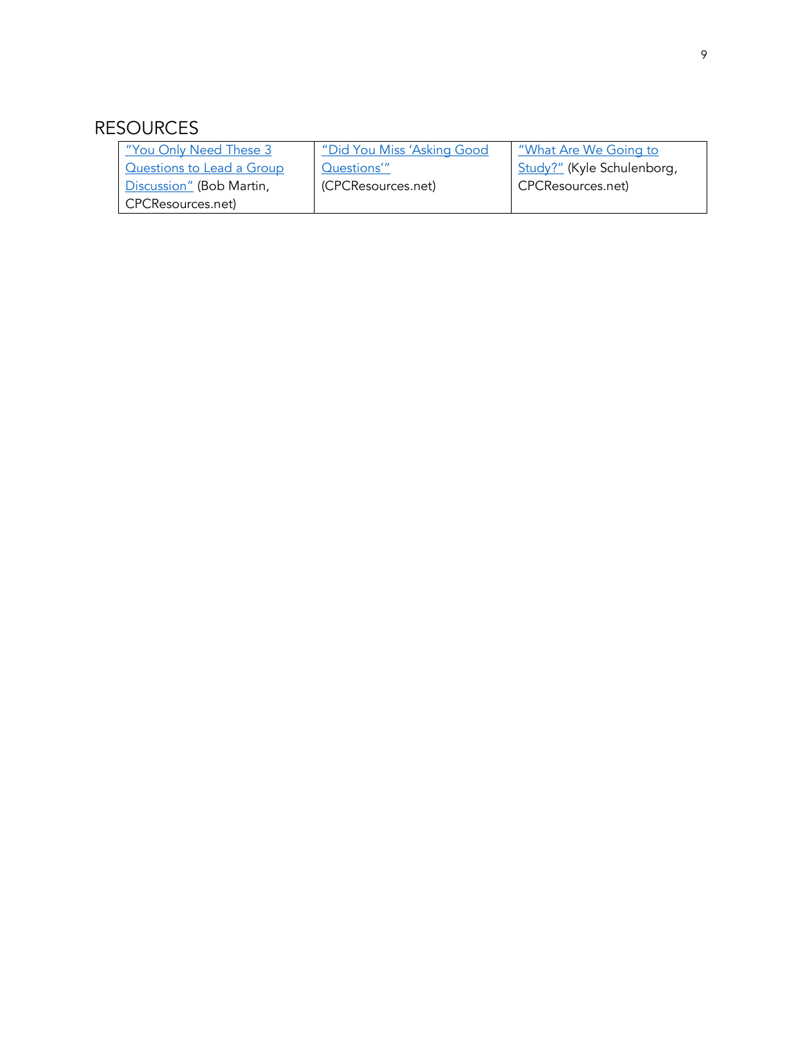# RESOURCES

| “You Only Need These 3 Questions to Lead a Group Discussion” (Bob Martin, CPCResources.net) | “Did You Miss ‘Asking Good Questions’” (CPCResources.net) | “What Are We Going to Study?” (Kyle Schulenborg, CPCResources.net) |
|---|---|---|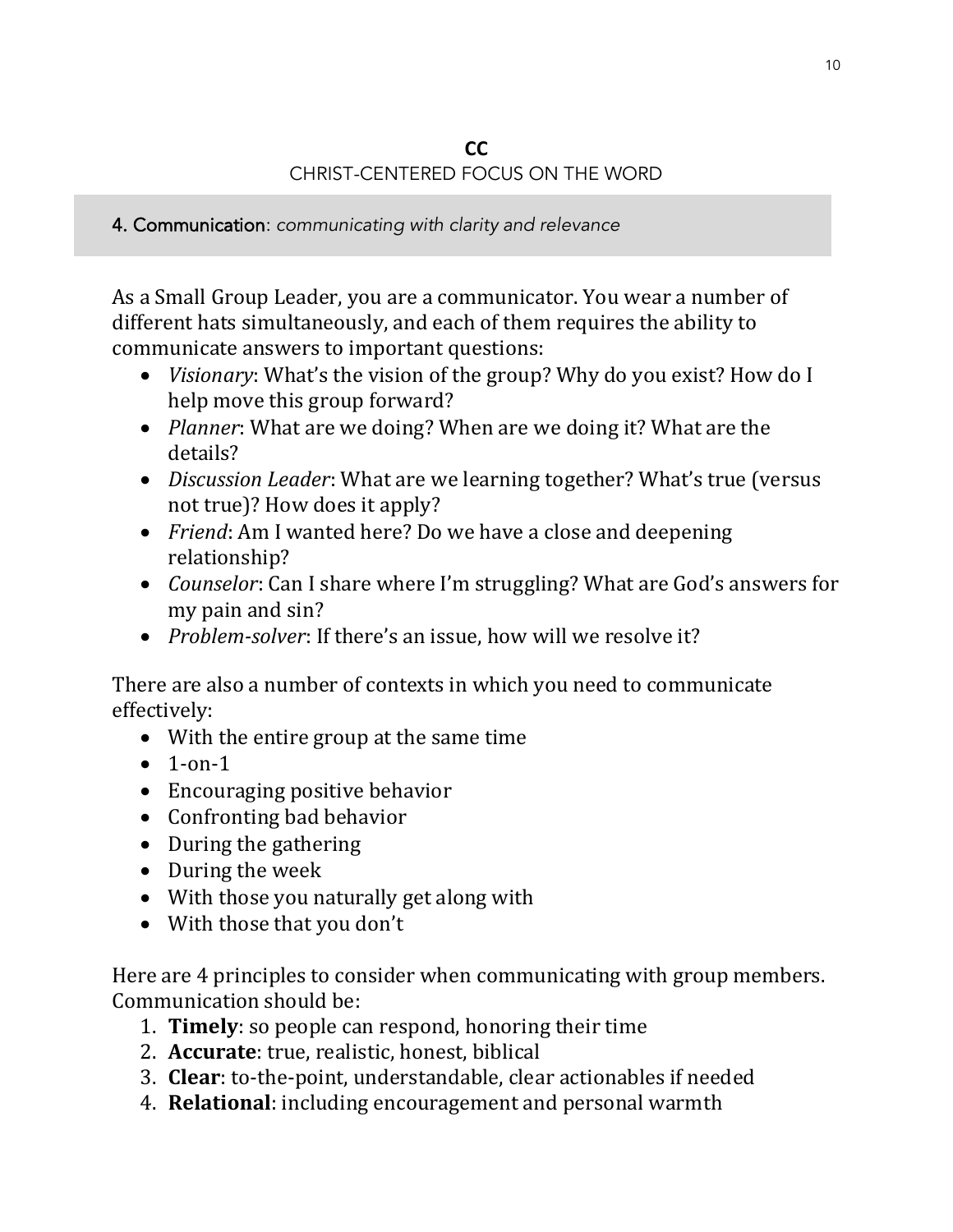## CC

CHRIST-CENTERED FOCUS ON THE WORD

### 4. Communication: *communicating with clarity and relevance*

As a Small Group Leader, you are a communicator. You wear a number of different hats simultaneously, and each of them requires the ability to communicate answers to important questions:

- *Visionary*: What's the vision of the group? Why do you exist? How do I help move this group forward?
- *Planner*: What are we doing? When are we doing it? What are the details?
- *Discussion Leader*: What are we learning together? What's true (versus not true)? How does it apply?
- *Friend*: Am I wanted here? Do we have a close and deepening relationship?
- *Counselor*: Can I share where I'm struggling? What are God's answers for my pain and sin?
- *Problem-solver*: If there's an issue, how will we resolve it?

There are also a number of contexts in which you need to communicate effectively:

- With the entire group at the same time
- 1-on-1
- Encouraging positive behavior
- Confronting bad behavior
- During the gathering
- During the week
- With those you naturally get along with
- With those that you don't

Here are 4 principles to consider when communicating with group members. Communication should be:

1. **Timely**: so people can respond, honoring their time
2. **Accurate**: true, realistic, honest, biblical
3. **Clear**: to-the-point, understandable, clear actionables if needed
4. **Relational**: including encouragement and personal warmth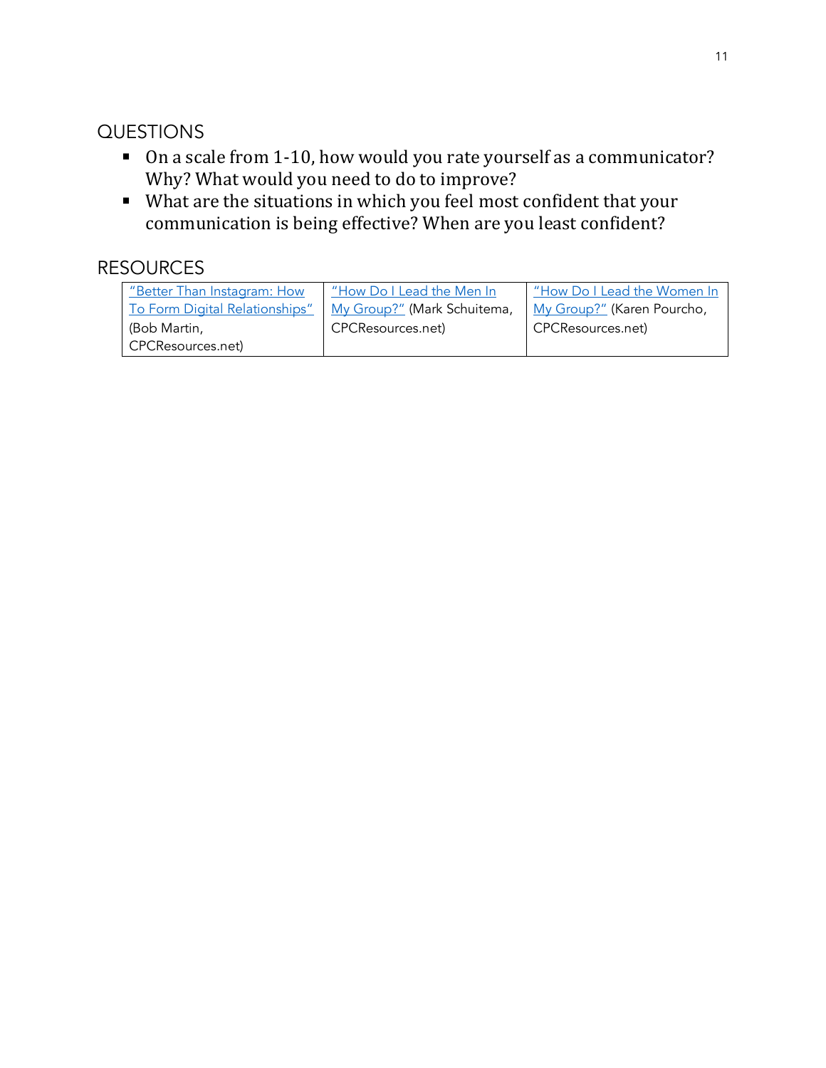## QUESTIONS

- On a scale from 1-10, how would you rate yourself as a communicator? Why? What would you need to do to improve?
- What are the situations in which you feel most confident that your communication is being effective? When are you least confident?

## RESOURCES

| "Better Than Instagram: How To Form Digital Relationships" (Bob Martin, CPCResources.net) | "How Do I Lead the Men In My Group?" (Mark Schuitema, CPCResources.net) | "How Do I Lead the Women In My Group?" (Karen Pourcho, CPCResources.net) |
|---|---|---|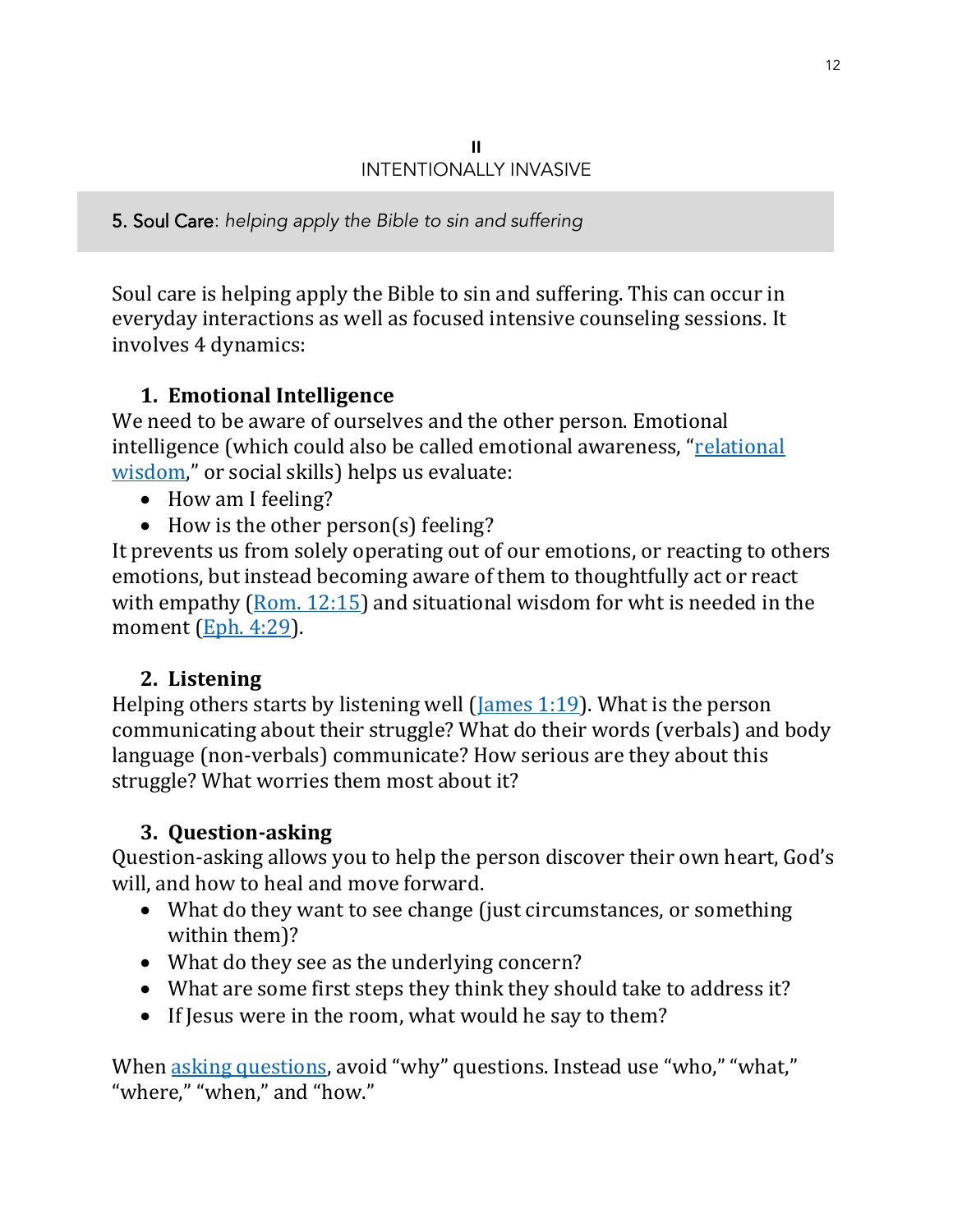II

INTENTIONALLY INVASIVE

## 5. Soul Care: *helping apply the Bible to sin and suffering*

Soul care is helping apply the Bible to sin and suffering. This can occur in everyday interactions as well as focused intensive counseling sessions. It involves 4 dynamics:

### 1. Emotional Intelligence

We need to be aware of ourselves and the other person. Emotional intelligence (which could also be called emotional awareness, "relational wisdom," or social skills) helps us evaluate:

- How am I feeling?
- How is the other person(s) feeling?

It prevents us from solely operating out of our emotions, or reacting to others emotions, but instead becoming aware of them to thoughtfully act or react with empathy (Rom. 12:15) and situational wisdom for wht is needed in the moment (Eph. 4:29).

### 2. Listening

Helping others starts by listening well (James 1:19). What is the person communicating about their struggle? What do their words (verbals) and body language (non-verbals) communicate? How serious are they about this struggle? What worries them most about it?

### 3. Question-asking

Question-asking allows you to help the person discover their own heart, God's will, and how to heal and move forward.

- What do they want to see change (just circumstances, or something within them)?
- What do they see as the underlying concern?
- What are some first steps they think they should take to address it?
- If Jesus were in the room, what would he say to them?

When asking questions, avoid "why" questions. Instead use "who," "what," "where," "when," and "how."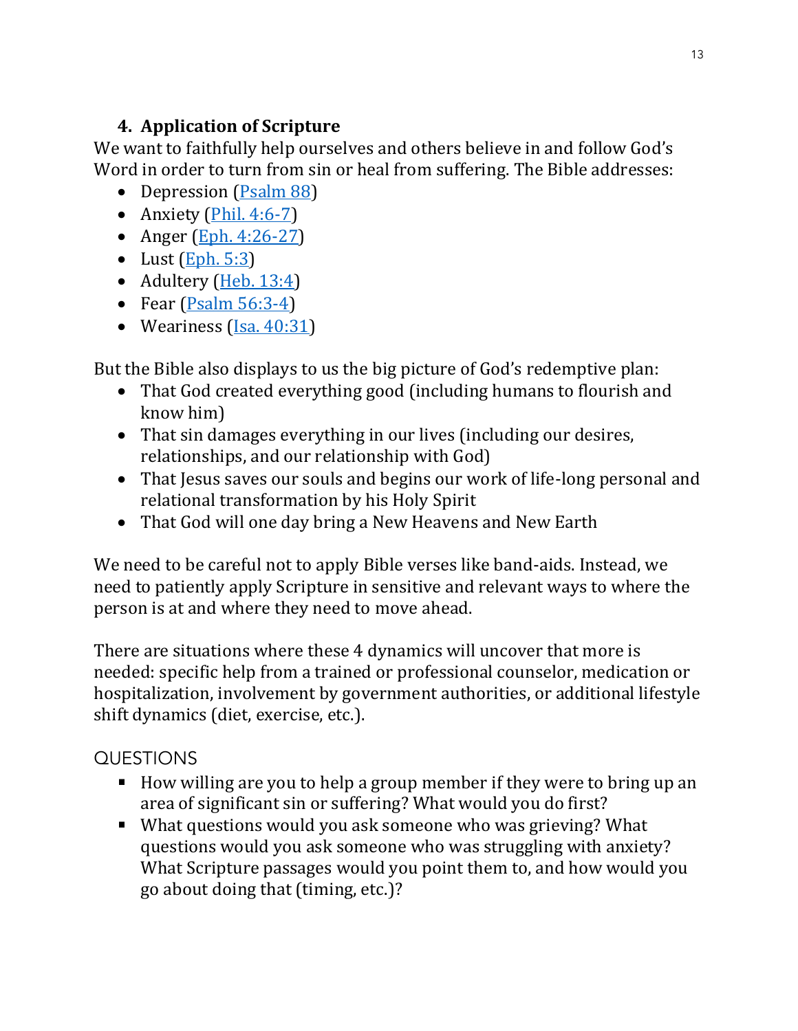### 4. Application of Scripture

We want to faithfully help ourselves and others believe in and follow God's Word in order to turn from sin or heal from suffering. The Bible addresses:

- Depression (Psalm 88)
- Anxiety (Phil. 4:6-7)
- Anger (Eph. 4:26-27)
- Lust (Eph. 5:3)
- Adultery (Heb. 13:4)
- Fear (Psalm 56:3-4)
- Weariness (Isa. 40:31)

But the Bible also displays to us the big picture of God's redemptive plan:

- That God created everything good (including humans to flourish and know him)
- That sin damages everything in our lives (including our desires, relationships, and our relationship with God)
- That Jesus saves our souls and begins our work of life-long personal and relational transformation by his Holy Spirit
- That God will one day bring a New Heavens and New Earth

We need to be careful not to apply Bible verses like band-aids. Instead, we need to patiently apply Scripture in sensitive and relevant ways to where the person is at and where they need to move ahead.

There are situations where these 4 dynamics will uncover that more is needed: specific help from a trained or professional counselor, medication or hospitalization, involvement by government authorities, or additional lifestyle shift dynamics (diet, exercise, etc.).

QUESTIONS

- How willing are you to help a group member if they were to bring up an area of significant sin or suffering? What would you do first?
- What questions would you ask someone who was grieving? What questions would you ask someone who was struggling with anxiety? What Scripture passages would you point them to, and how would you go about doing that (timing, etc.)?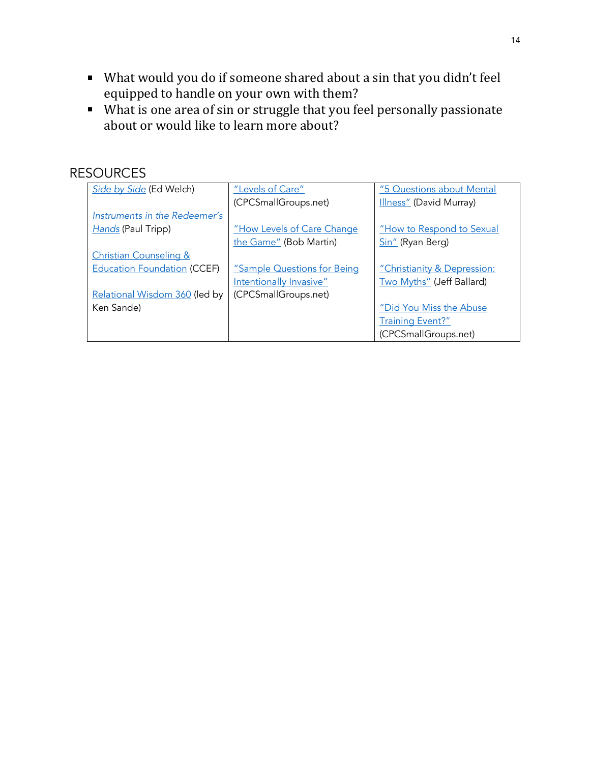- What would you do if someone shared about a sin that you didn't feel equipped to handle on your own with them?
- What is one area of sin or struggle that you feel personally passionate about or would like to learn more about?

## RESOURCES

| | | |
|---|---|---|
| *Side by Side* (Ed Welch)<br><br>*Instruments in the Redeemer's Hands* (Paul Tripp)<br><br>Christian Counseling & Education Foundation (CCEF)<br><br>Relational Wisdom 360 (led by Ken Sande) | "Levels of Care" (CPCSmallGroups.net)<br><br>"How Levels of Care Change the Game" (Bob Martin)<br><br>"Sample Questions for Being Intentionally Invasive" (CPCSmallGroups.net) | "5 Questions about Mental Illness" (David Murray)<br><br>"How to Respond to Sexual Sin" (Ryan Berg)<br><br>"Christianity & Depression: Two Myths" (Jeff Ballard)<br><br>"Did You Miss the Abuse Training Event?" (CPCSmallGroups.net) |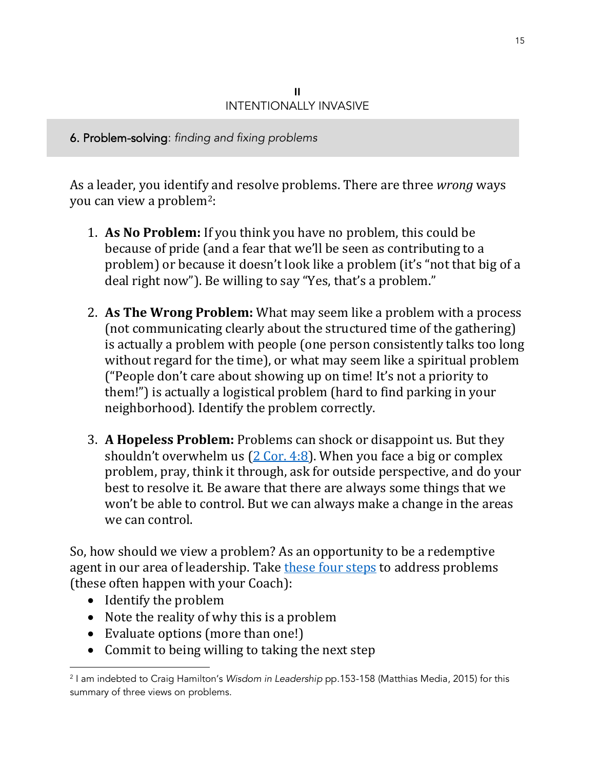## II
## INTENTIONALLY INVASIVE

### 6. Problem-solving: *finding and fixing problems*

As a leader, you identify and resolve problems. There are three *wrong* ways you can view a problem[2]:

1. **As No Problem:** If you think you have no problem, this could be because of pride (and a fear that we'll be seen as contributing to a problem) or because it doesn't look like a problem (it's "not that big of a deal right now"). Be willing to say "Yes, that's a problem."

2. **As The Wrong Problem:** What may seem like a problem with a process (not communicating clearly about the structured time of the gathering) is actually a problem with people (one person consistently talks too long without regard for the time), or what may seem like a spiritual problem ("People don't care about showing up on time! It's not a priority to them!") is actually a logistical problem (hard to find parking in your neighborhood). Identify the problem correctly.

3. **A Hopeless Problem:** Problems can shock or disappoint us. But they shouldn't overwhelm us (2 Cor. 4:8). When you face a big or complex problem, pray, think it through, ask for outside perspective, and do your best to resolve it. Be aware that there are always some things that we won't be able to control. But we can always make a change in the areas we can control.

So, how should we view a problem? As an opportunity to be a redemptive agent in our area of leadership. Take these four steps to address problems (these often happen with your Coach):

- Identify the problem
- Note the reality of why this is a problem
- Evaluate options (more than one!)
- Commit to being willing to taking the next step

[2] I am indebted to Craig Hamilton's *Wisdom in Leadership* pp.153-158 (Matthias Media, 2015) for this summary of three views on problems.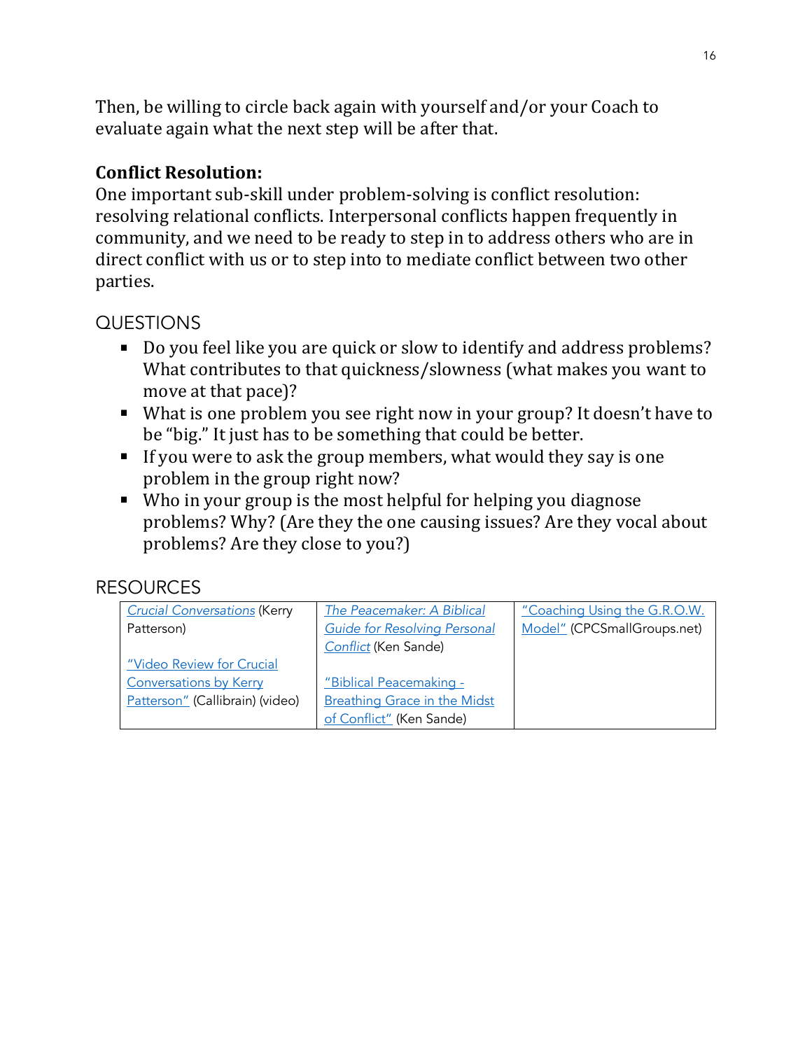Then, be willing to circle back again with yourself and/or your Coach to evaluate again what the next step will be after that.

**Conflict Resolution:**
One important sub-skill under problem-solving is conflict resolution: resolving relational conflicts. Interpersonal conflicts happen frequently in community, and we need to be ready to step in to address others who are in direct conflict with us or to step into to mediate conflict between two other parties.

## QUESTIONS

- Do you feel like you are quick or slow to identify and address problems? What contributes to that quickness/slowness (what makes you want to move at that pace)?
- What is one problem you see right now in your group? It doesn't have to be "big." It just has to be something that could be better.
- If you were to ask the group members, what would they say is one problem in the group right now?
- Who in your group is the most helpful for helping you diagnose problems? Why? (Are they the one causing issues? Are they vocal about problems? Are they close to you?)

## RESOURCES

| | | |
|---|---|---|
| *Crucial Conversations* (Kerry Patterson)<br><br>"Video Review for Crucial Conversations by Kerry Patterson" (Callibrain) (video) | *The Peacemaker: A Biblical Guide for Resolving Personal Conflict* (Ken Sande)<br><br>"Biblical Peacemaking - Breathing Grace in the Midst of Conflict" (Ken Sande) | "Coaching Using the G.R.O.W. Model" (CPCSmallGroups.net) |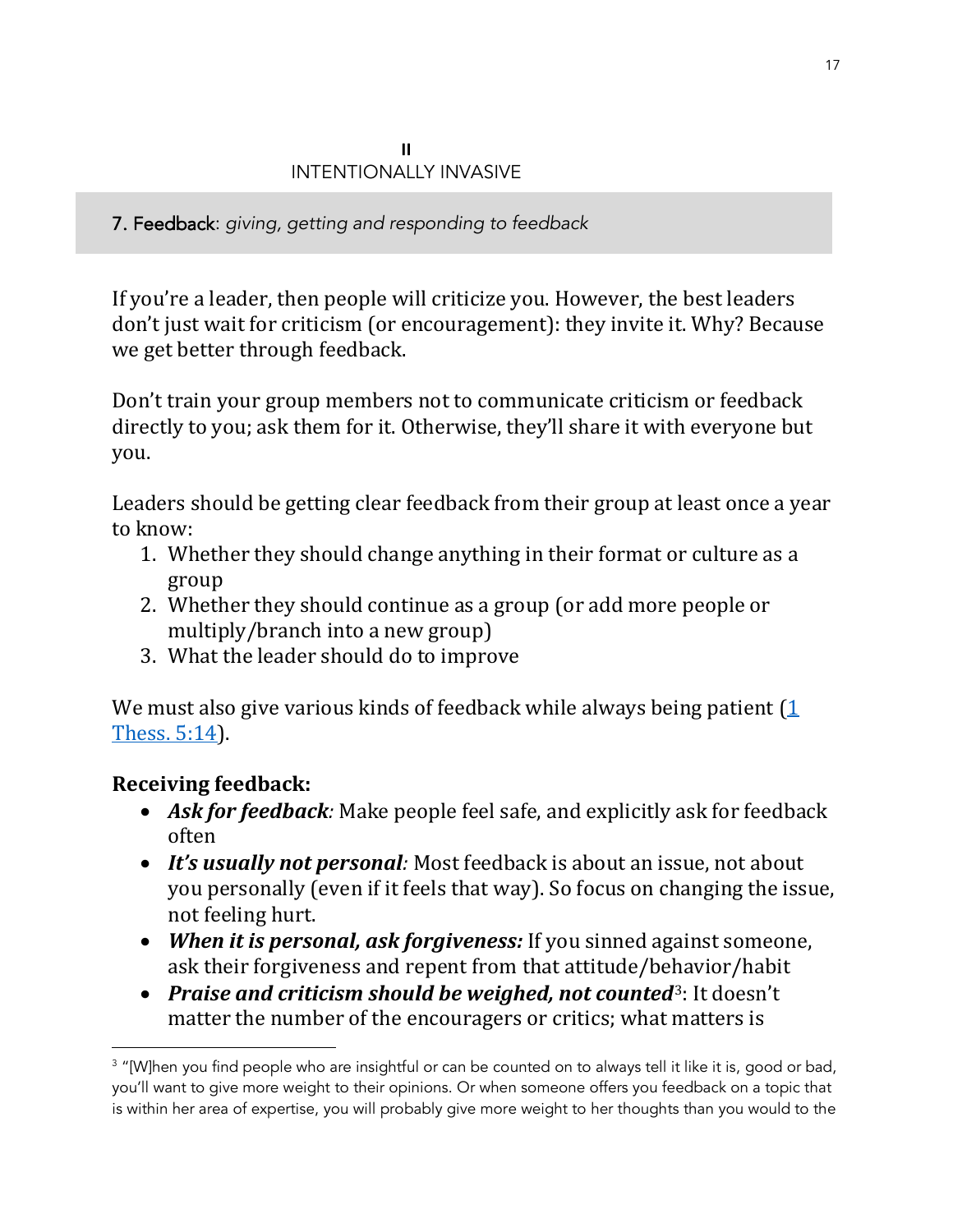## II
## INTENTIONALLY INVASIVE

### 7. Feedback: *giving, getting and responding to feedback*

If you're a leader, then people will criticize you. However, the best leaders don't just wait for criticism (or encouragement): they invite it. Why? Because we get better through feedback.

Don't train your group members not to communicate criticism or feedback directly to you; ask them for it. Otherwise, they'll share it with everyone but you.

Leaders should be getting clear feedback from their group at least once a year to know:

1. Whether they should change anything in their format or culture as a group
2. Whether they should continue as a group (or add more people or multiply/branch into a new group)
3. What the leader should do to improve

We must also give various kinds of feedback while always being patient (1 Thess. 5:14).

**Receiving feedback:**

- ***Ask for feedback:*** Make people feel safe, and explicitly ask for feedback often
- ***It's usually not personal:*** Most feedback is about an issue, not about you personally (even if it feels that way). So focus on changing the issue, not feeling hurt.
- ***When it is personal, ask forgiveness:*** If you sinned against someone, ask their forgiveness and repent from that attitude/behavior/habit
- ***Praise and criticism should be weighed, not counted***[3]: It doesn't matter the number of the encouragers or critics; what matters is

[3] "[W]hen you find people who are insightful or can be counted on to always tell it like it is, good or bad, you'll want to give more weight to their opinions. Or when someone offers you feedback on a topic that is within her area of expertise, you will probably give more weight to her thoughts than you would to the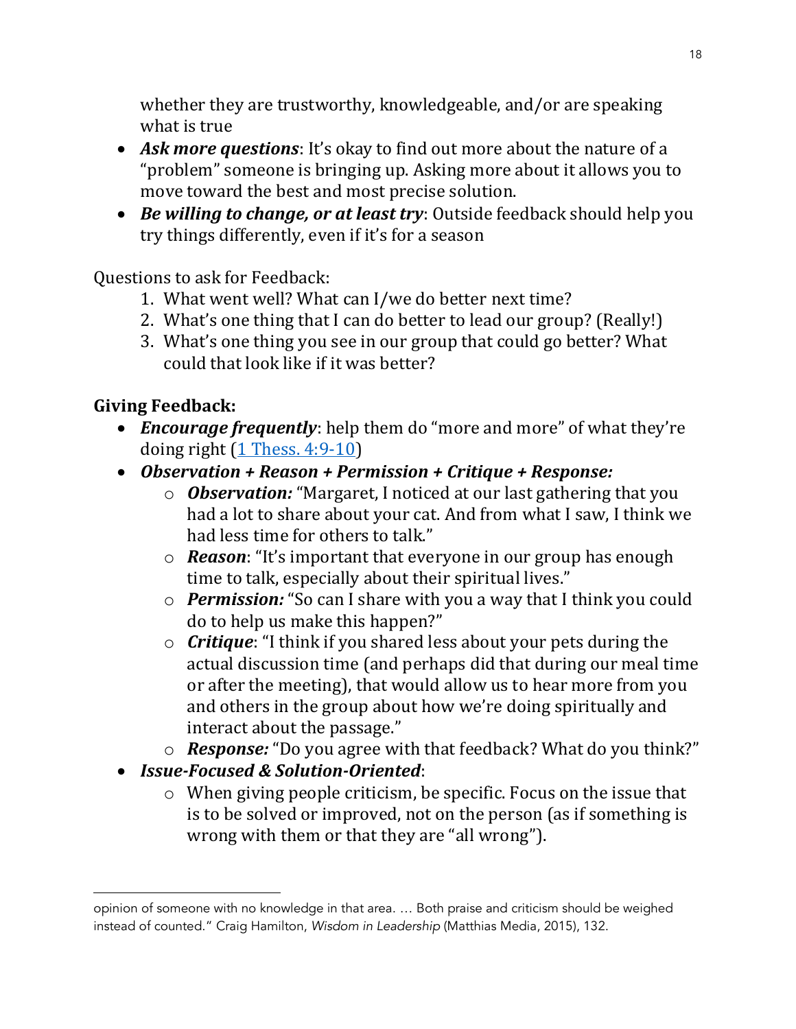whether they are trustworthy, knowledgeable, and/or are speaking what is true

- ***Ask more questions***: It's okay to find out more about the nature of a "problem" someone is bringing up. Asking more about it allows you to move toward the best and most precise solution.
- ***Be willing to change, or at least try***: Outside feedback should help you try things differently, even if it's for a season

Questions to ask for Feedback:

1. What went well? What can I/we do better next time?
2. What's one thing that I can do better to lead our group? (Really!)
3. What's one thing you see in our group that could go better? What could that look like if it was better?

**Giving Feedback:**

- ***Encourage frequently***: help them do "more and more" of what they're doing right ([1 Thess. 4:9-10](1 Thess. 4:9-10))
- ***Observation + Reason + Permission + Critique + Response:***
    - ***Observation:*** "Margaret, I noticed at our last gathering that you had a lot to share about your cat. And from what I saw, I think we had less time for others to talk."
    - ***Reason***: "It's important that everyone in our group has enough time to talk, especially about their spiritual lives."
    - ***Permission:*** "So can I share with you a way that I think you could do to help us make this happen?"
    - ***Critique***: "I think if you shared less about your pets during the actual discussion time (and perhaps did that during our meal time or after the meeting), that would allow us to hear more from you and others in the group about how we're doing spiritually and interact about the passage."
    - ***Response:*** "Do you agree with that feedback? What do you think?"
- ***Issue-Focused & Solution-Oriented***:
    - When giving people criticism, be specific. Focus on the issue that is to be solved or improved, not on the person (as if something is wrong with them or that they are "all wrong").

---

opinion of someone with no knowledge in that area. … Both praise and criticism should be weighed instead of counted." Craig Hamilton, *Wisdom in Leadership* (Matthias Media, 2015), 132.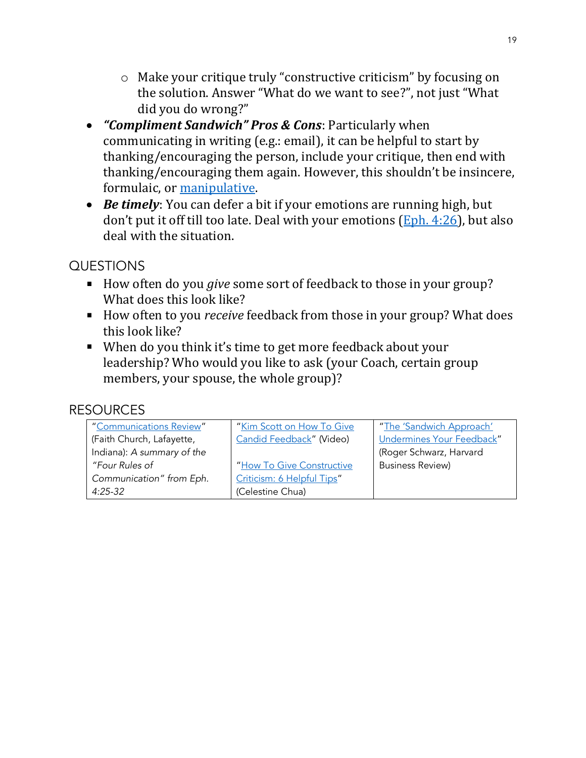- Make your critique truly "constructive criticism" by focusing on the solution. Answer "What do we want to see?", not just "What did you do wrong?"

- ***"Compliment Sandwich" Pros & Cons***: Particularly when communicating in writing (e.g.: email), it can be helpful to start by thanking/encouraging the person, include your critique, then end with thanking/encouraging them again. However, this shouldn't be insincere, formulaic, or manipulative.
- ***Be timely***: You can defer a bit if your emotions are running high, but don't put it off till too late. Deal with your emotions (Eph. 4:26), but also deal with the situation.

## QUESTIONS

- How often do you *give* some sort of feedback to those in your group? What does this look like?
- How often to you *receive* feedback from those in your group? What does this look like?
- When do you think it's time to get more feedback about your leadership? Who would you like to ask (your Coach, certain group members, your spouse, the whole group)?

## RESOURCES

| | | |
|---|---|---|
| "Communications Review" (Faith Church, Lafayette, Indiana): *A summary of the "Four Rules of Communication" from Eph. 4:25-32* | "Kim Scott on How To Give Candid Feedback" (Video)<br><br>"How To Give Constructive Criticism: 6 Helpful Tips" (Celestine Chua) | "The 'Sandwich Approach' Undermines Your Feedback" (Roger Schwarz, Harvard Business Review) |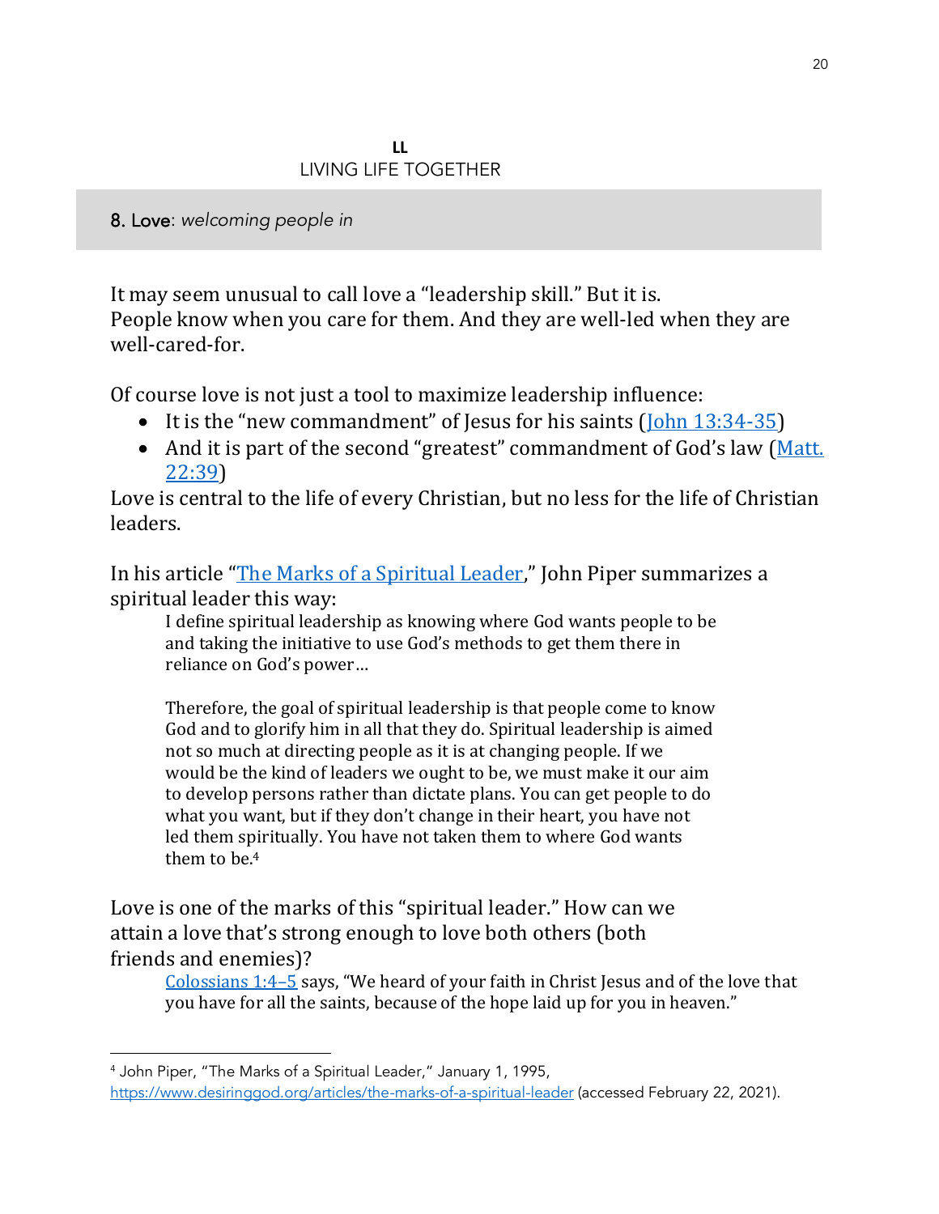**LL**
LIVING LIFE TOGETHER

## 8. Love: *welcoming people in*

It may seem unusual to call love a "leadership skill." But it is.
People know when you care for them. And they are well-led when they are well-cared-for.

Of course love is not just a tool to maximize leadership influence:

- It is the "new commandment" of Jesus for his saints ([John 13:34-35](#))
- And it is part of the second "greatest" commandment of God's law ([Matt. 22:39](#))

Love is central to the life of every Christian, but no less for the life of Christian leaders.

In his article "[The Marks of a Spiritual Leader](#)," John Piper summarizes a spiritual leader this way:

> I define spiritual leadership as knowing where God wants people to be and taking the initiative to use God's methods to get them there in reliance on God's power…
>
> Therefore, the goal of spiritual leadership is that people come to know God and to glorify him in all that they do. Spiritual leadership is aimed not so much at directing people as it is at changing people. If we would be the kind of leaders we ought to be, we must make it our aim to develop persons rather than dictate plans. You can get people to do what you want, but if they don't change in their heart, you have not led them spiritually. You have not taken them to where God wants them to be.[4]

Love is one of the marks of this "spiritual leader." How can we attain a love that's strong enough to love both others (both friends and enemies)?

> [Colossians 1:4–5](#) says, "We heard of your faith in Christ Jesus and of the love that you have for all the saints, because of the hope laid up for you in heaven."

---

[4] John Piper, "The Marks of a Spiritual Leader," January 1, 1995, https://www.desiringgod.org/articles/the-marks-of-a-spiritual-leader (accessed February 22, 2021).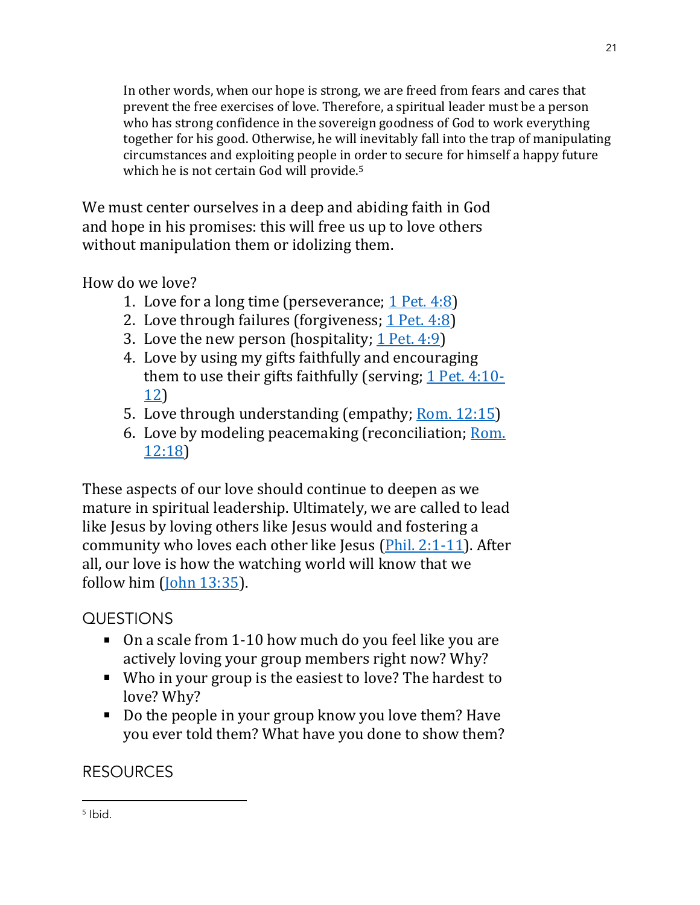> In other words, when our hope is strong, we are freed from fears and cares that prevent the free exercises of love. Therefore, a spiritual leader must be a person who has strong confidence in the sovereign goodness of God to work everything together for his good. Otherwise, he will inevitably fall into the trap of manipulating circumstances and exploiting people in order to secure for himself a happy future which he is not certain God will provide.[5]

We must center ourselves in a deep and abiding faith in God and hope in his promises: this will free us up to love others without manipulation them or idolizing them.

How do we love?

1. Love for a long time (perseverance; 1 Pet. 4:8)
2. Love through failures (forgiveness; 1 Pet. 4:8)
3. Love the new person (hospitality; 1 Pet. 4:9)
4. Love by using my gifts faithfully and encouraging them to use their gifts faithfully (serving; 1 Pet. 4:10-12)
5. Love through understanding (empathy; Rom. 12:15)
6. Love by modeling peacemaking (reconciliation; Rom. 12:18)

These aspects of our love should continue to deepen as we mature in spiritual leadership. Ultimately, we are called to lead like Jesus by loving others like Jesus would and fostering a community who loves each other like Jesus (Phil. 2:1-11). After all, our love is how the watching world will know that we follow him (John 13:35).

## QUESTIONS

- On a scale from 1-10 how much do you feel like you are actively loving your group members right now? Why?
- Who in your group is the easiest to love? The hardest to love? Why?
- Do the people in your group know you love them? Have you ever told them? What have you done to show them?

## RESOURCES

---

[5] Ibid.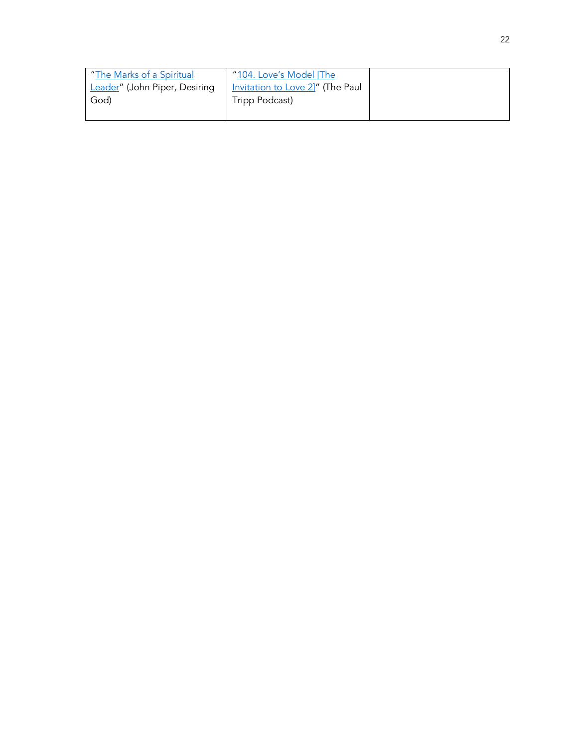| "The Marks of a Spiritual Leader" (John Piper, Desiring God) | "104. Love's Model [The Invitation to Love 2]" (The Paul Tripp Podcast) | |
|---|---|---|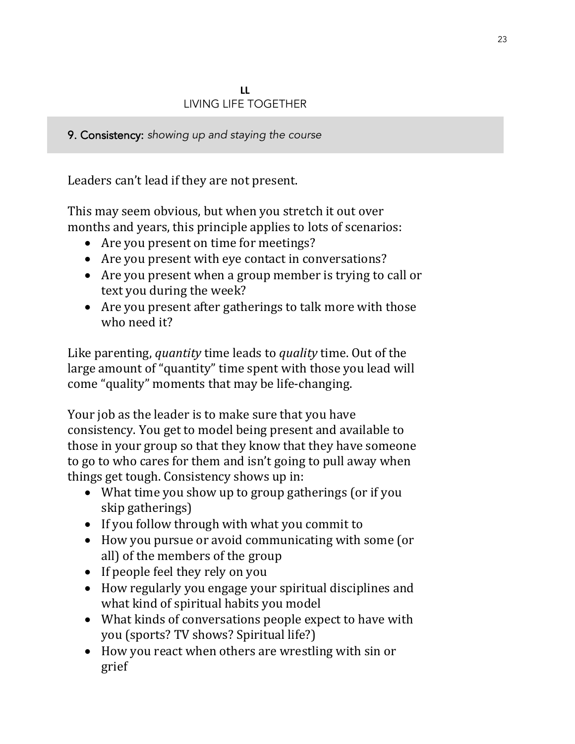**LL**
LIVING LIFE TOGETHER

## 9. Consistency: *showing up and staying the course*

Leaders can't lead if they are not present.

This may seem obvious, but when you stretch it out over months and years, this principle applies to lots of scenarios:

- Are you present on time for meetings?
- Are you present with eye contact in conversations?
- Are you present when a group member is trying to call or text you during the week?
- Are you present after gatherings to talk more with those who need it?

Like parenting, *quantity* time leads to *quality* time. Out of the large amount of "quantity" time spent with those you lead will come "quality" moments that may be life-changing.

Your job as the leader is to make sure that you have consistency. You get to model being present and available to those in your group so that they know that they have someone to go to who cares for them and isn't going to pull away when things get tough. Consistency shows up in:

- What time you show up to group gatherings (or if you skip gatherings)
- If you follow through with what you commit to
- How you pursue or avoid communicating with some (or all) of the members of the group
- If people feel they rely on you
- How regularly you engage your spiritual disciplines and what kind of spiritual habits you model
- What kinds of conversations people expect to have with you (sports? TV shows? Spiritual life?)
- How you react when others are wrestling with sin or grief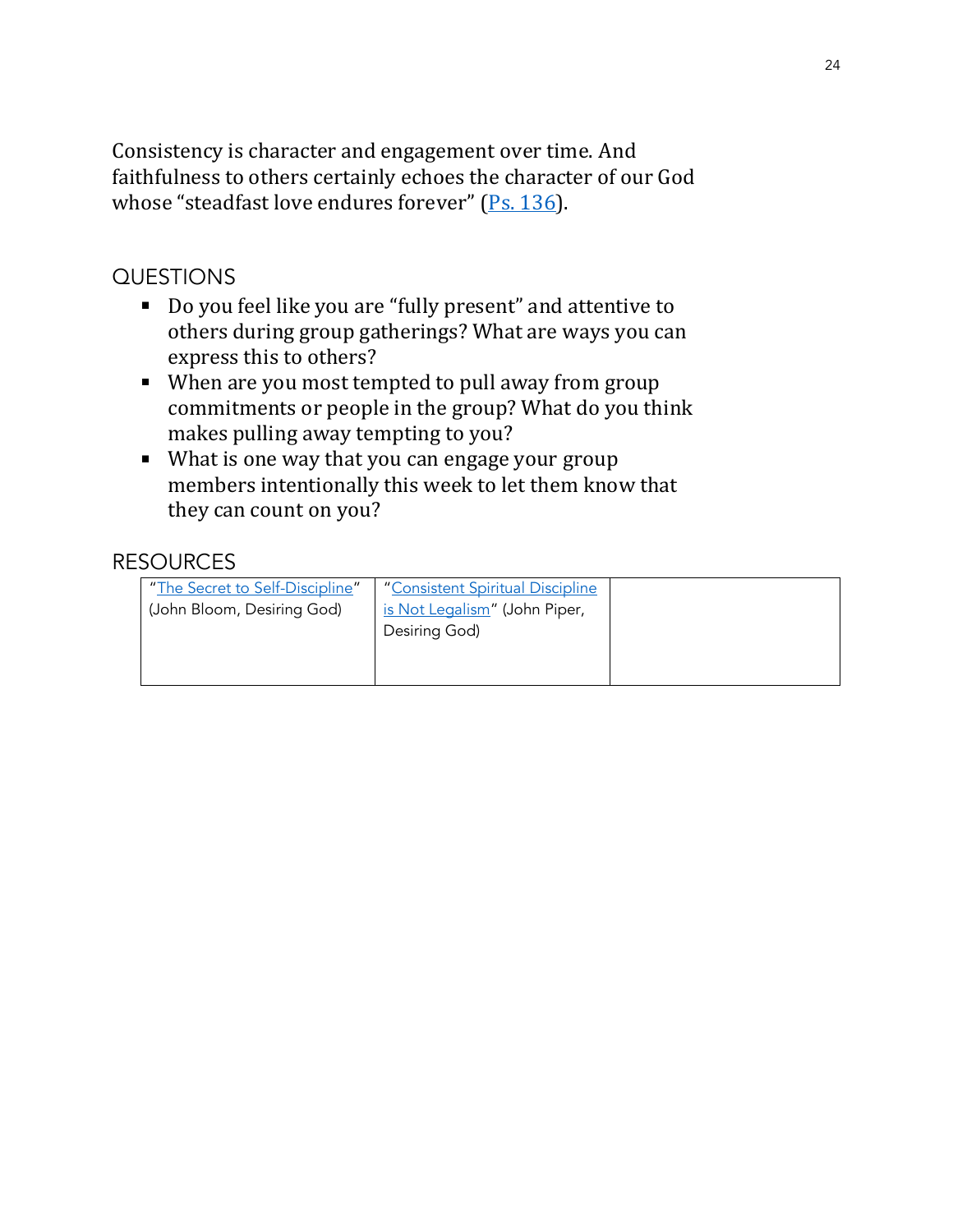Consistency is character and engagement over time. And faithfulness to others certainly echoes the character of our God whose "steadfast love endures forever" (Ps. 136).

## QUESTIONS

- Do you feel like you are "fully present" and attentive to others during group gatherings? What are ways you can express this to others?
- When are you most tempted to pull away from group commitments or people in the group? What do you think makes pulling away tempting to you?
- What is one way that you can engage your group members intentionally this week to let them know that they can count on you?

## RESOURCES

| "The Secret to Self-Discipline" (John Bloom, Desiring God) | "Consistent Spiritual Discipline is Not Legalism" (John Piper, Desiring God) | |
|---|---|---|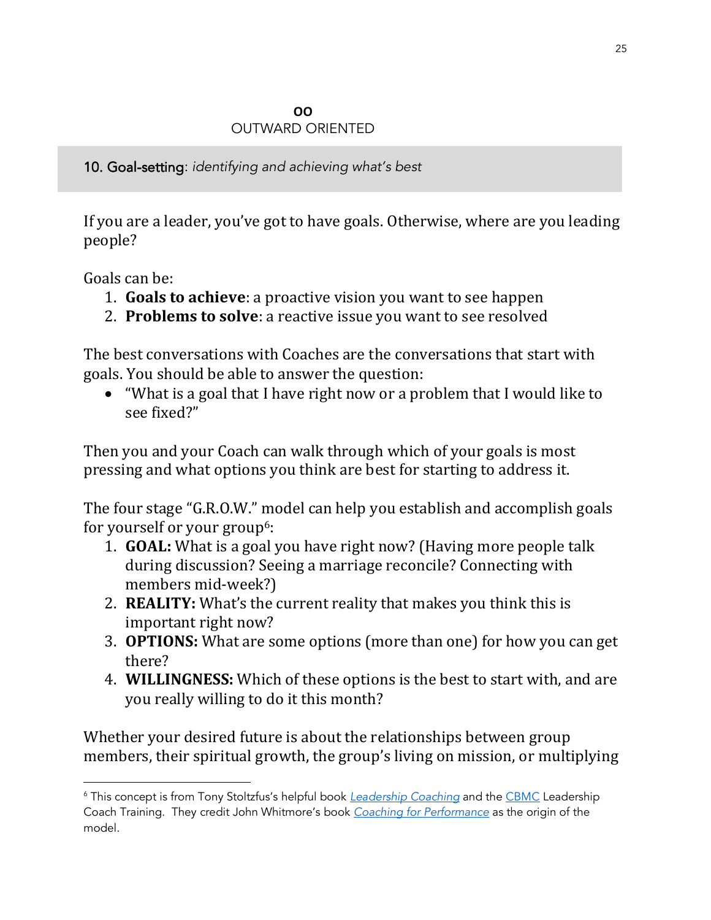**OO**
OUTWARD ORIENTED

10. Goal-setting: *identifying and achieving what's best*

If you are a leader, you've got to have goals. Otherwise, where are you leading people?

Goals can be:

1. **Goals to achieve**: a proactive vision you want to see happen
2. **Problems to solve**: a reactive issue you want to see resolved

The best conversations with Coaches are the conversations that start with goals. You should be able to answer the question:

- "What is a goal that I have right now or a problem that I would like to see fixed?"

Then you and your Coach can walk through which of your goals is most pressing and what options you think are best for starting to address it.

The four stage "G.R.O.W." model can help you establish and accomplish goals for yourself or your group[6]:

1. **GOAL:** What is a goal you have right now? (Having more people talk during discussion? Seeing a marriage reconcile? Connecting with members mid-week?)
2. **REALITY:** What's the current reality that makes you think this is important right now?
3. **OPTIONS:** What are some options (more than one) for how you can get there?
4. **WILLINGNESS:** Which of these options is the best to start with, and are you really willing to do it this month?

Whether your desired future is about the relationships between group members, their spiritual growth, the group's living on mission, or multiplying

---

[6] This concept is from Tony Stoltzfus's helpful book *Leadership Coaching* and the CBMC Leadership Coach Training. They credit John Whitmore's book *Coaching for Performance* as the origin of the model.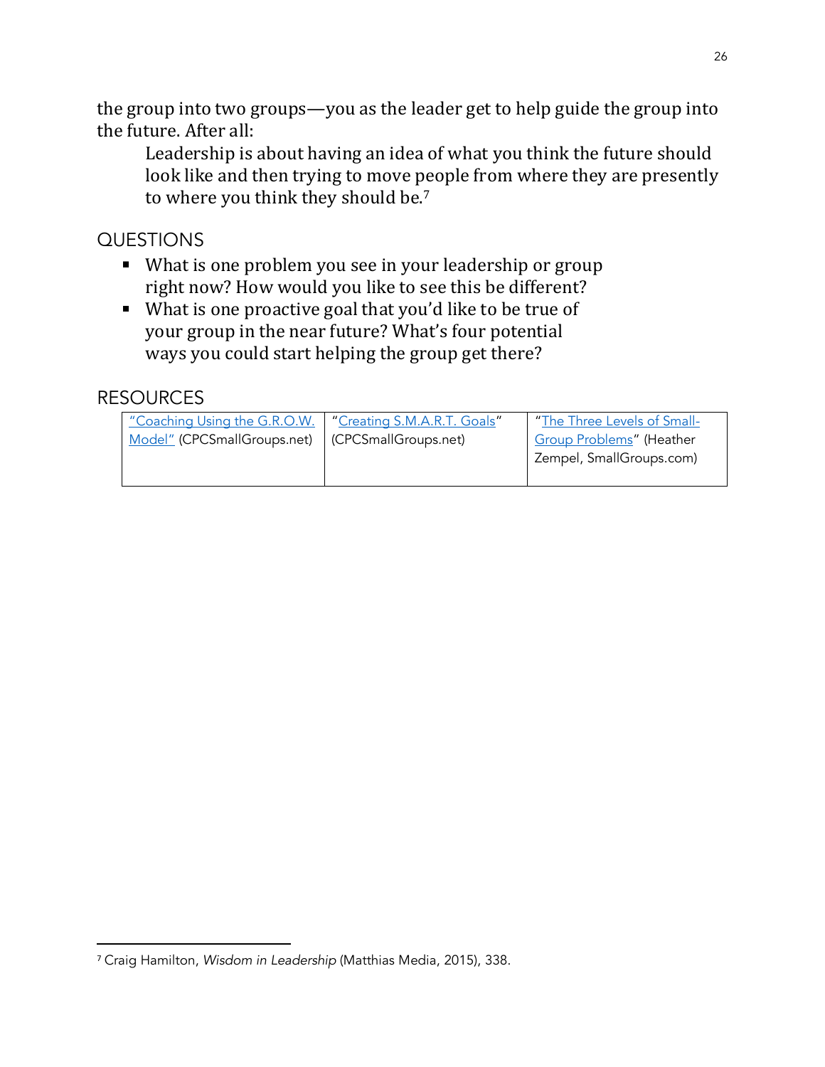the group into two groups—you as the leader get to help guide the group into the future. After all:

> Leadership is about having an idea of what you think the future should look like and then trying to move people from where they are presently to where you think they should be.[7]

## QUESTIONS

- What is one problem you see in your leadership or group right now? How would you like to see this be different?
- What is one proactive goal that you'd like to be true of your group in the near future? What's four potential ways you could start helping the group get there?

## RESOURCES

| | | |
|---|---|---|
| "Coaching Using the G.R.O.W. Model" (CPCSmallGroups.net) | "Creating S.M.A.R.T. Goals" (CPCSmallGroups.net) | "The Three Levels of Small-Group Problems" (Heather Zempel, SmallGroups.com) |

---

[7] Craig Hamilton, *Wisdom in Leadership* (Matthias Media, 2015), 338.